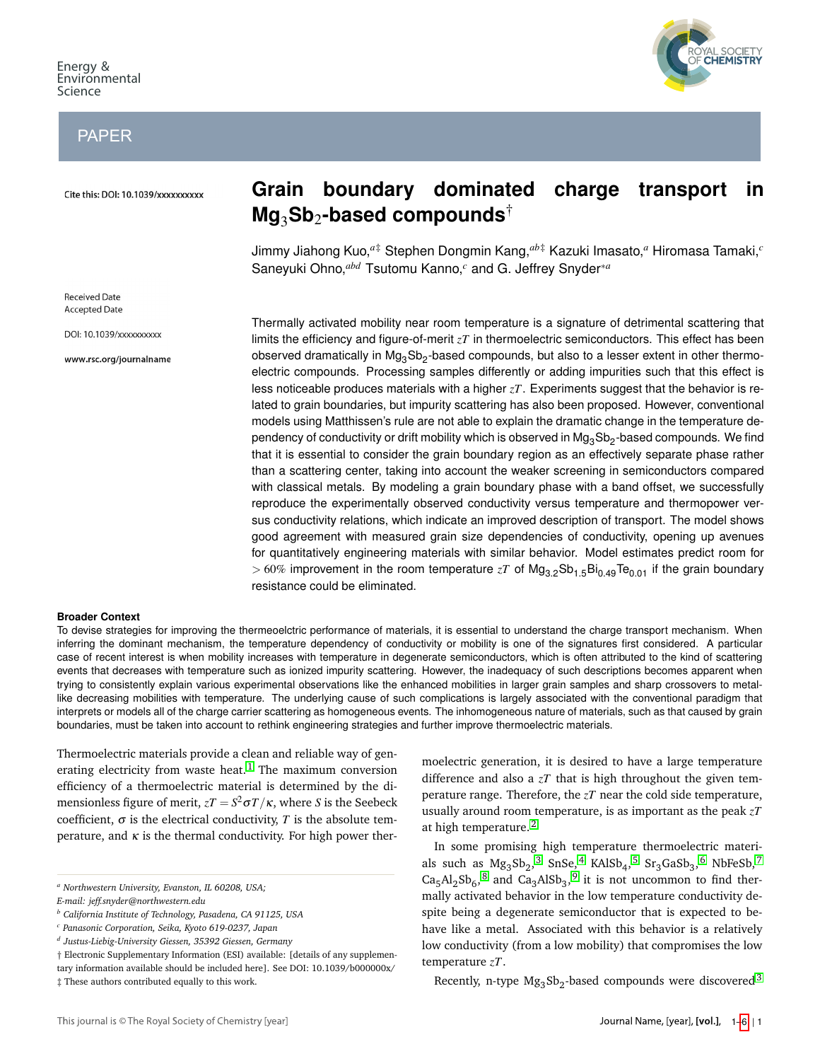Energy & Environmental Science

PAPER

Cite this: DOI: 10.1039/xxxxxxxxxx

# Grain boundary dominated charge transport in $Mg_3Sb_2$-based compounds†

Jimmy Jiahong Kuo,[a‡] Stephen Dongmin Kang,[ab‡] Kazuki Imasato,[a] Hiromasa Tamaki,[c] Saneyuki Ohno,[abd] Tsutomu Kanno,[c] and G. Jeffrey Snyder[*a]

Received Date
Accepted Date

DOI: 10.1039/xxxxxxxxxx

www.rsc.org/journalname

Thermally activated mobility near room temperature is a signature of detrimental scattering that limits the efficiency and figure-of-merit $zT$ in thermoelectric semiconductors. This effect has been observed dramatically in $Mg_3Sb_2$-based compounds, but also to a lesser extent in other thermoelectric compounds. Processing samples differently or adding impurities such that this effect is less noticeable produces materials with a higher $zT$. Experiments suggest that the behavior is related to grain boundaries, but impurity scattering has also been proposed. However, conventional models using Matthissen's rule are not able to explain the dramatic change in the temperature dependency of conductivity or drift mobility which is observed in $Mg_3Sb_2$-based compounds. We find that it is essential to consider the grain boundary region as an effectively separate phase rather than a scattering center, taking into account the weaker screening in semiconductors compared with classical metals. By modeling a grain boundary phase with a band offset, we successfully reproduce the experimentally observed conductivity versus temperature and thermopower versus conductivity relations, which indicate an improved description of transport. The model shows good agreement with measured grain size dependencies of conductivity, opening up avenues for quantitatively engineering materials with similar behavior. Model estimates predict room for $> 60\%$ improvement in the room temperature $zT$ of $Mg_{3.2}Sb_{1.5}Bi_{0.49}Te_{0.01}$ if the grain boundary resistance could be eliminated.

**Broader Context**

To devise strategies for improving the thermoeelctric performance of materials, it is essential to understand the charge transport mechanism. When inferring the dominant mechanism, the temperature dependency of conductivity or mobility is one of the signatures first considered. A particular case of recent interest is when mobility increases with temperature in degenerate semiconductors, which is often attributed to the kind of scattering events that decreases with temperature such as ionized impurity scattering. However, the inadequacy of such descriptions becomes apparent when trying to consistently explain various experimental observations like the enhanced mobilities in larger grain samples and sharp crossovers to metal-like decreasing mobilities with temperature. The underlying cause of such complications is largely associated with the conventional paradigm that interprets or models all of the charge carrier scattering as homogeneous events. The inhomogeneous nature of materials, such as that caused by grain boundaries, must be taken into account to rethink engineering strategies and further improve thermoelectric materials.

Thermoelectric materials provide a clean and reliable way of generating electricity from waste heat.[1] The maximum conversion efficiency of a thermoelectric material is determined by the dimensionless figure of merit, $zT = S^2\sigma T/\kappa$, where $S$ is the Seebeck coefficient, $\sigma$ is the electrical conductivity, $T$ is the absolute temperature, and $\kappa$ is the thermal conductivity. For high power thermoelectric generation, it is desired to have a large temperature difference and also a $zT$ that is high throughout the given temperature range. Therefore, the $zT$ near the cold side temperature, usually around room temperature, is as important as the peak $zT$ at high temperature.[2]

In some promising high temperature thermoelectric materials such as $Mg_3Sb_2$,[3] SnSe,[4] $KAlSb_4$,[5] $Sr_3GaSb_3$,[6] NbFeSb,[7] $Ca_5Al_2Sb_6$,[8] and $Ca_3AlSb_3$,[9] it is not uncommon to find thermally activated behavior in the low temperature conductivity despite being a degenerate semiconductor that is expected to behave like a metal. Associated with this behavior is a relatively low conductivity (from a low mobility) that compromises the low temperature $zT$.

Recently, n-type $Mg_3Sb_2$-based compounds were discovered[3]

---

[a] Northwestern University, Evanston, IL 60208, USA; E-mail: jeff.snyder@northwestern.edu
[b] California Institute of Technology, Pasadena, CA 91125, USA
[c] Panasonic Corporation, Seika, Kyoto 619-0237, Japan
[d] Justus-Liebig-University Giessen, 35392 Giessen, Germany
† Electronic Supplementary Information (ESI) available: [details of any supplementary information available should be included here]. See DOI: 10.1039/b000000x/
‡ These authors contributed equally to this work.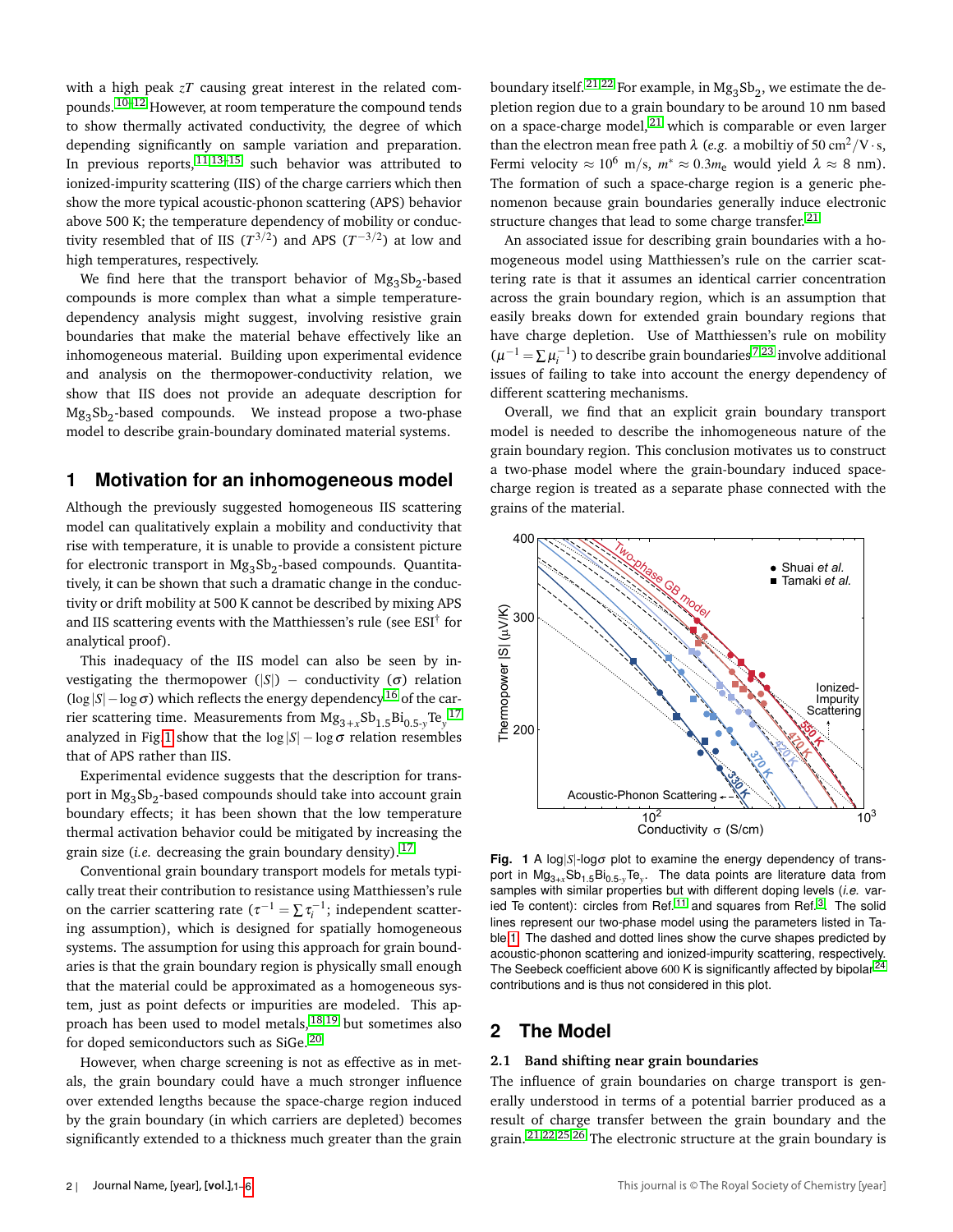with a high peak $zT$ causing great interest in the related compounds.[10–12] However, at room temperature the compound tends to show thermally activated conductivity, the degree of which depending significantly on sample variation and preparation. In previous reports,[11,13–15] such behavior was attributed to ionized-impurity scattering (IIS) of the charge carriers which then show the more typical acoustic-phonon scattering (APS) behavior above 500 K; the temperature dependency of mobility or conductivity resembled that of IIS ($T^{3/2}$) and APS ($T^{-3/2}$) at low and high temperatures, respectively.

We find here that the transport behavior of $Mg_3Sb_2$-based compounds is more complex than what a simple temperature-dependency analysis might suggest, involving resistive grain boundaries that make the material behave effectively like an inhomogeneous material. Building upon experimental evidence and analysis on the thermopower-conductivity relation, we show that IIS does not provide an adequate description for $Mg_3Sb_2$-based compounds. We instead propose a two-phase model to describe grain-boundary dominated material systems.

## 1 Motivation for an inhomogeneous model

Although the previously suggested homogeneous IIS scattering model can qualitatively explain a mobility and conductivity that rise with temperature, it is unable to provide a consistent picture for electronic transport in $Mg_3Sb_2$-based compounds. Quantitatively, it can be shown that such a dramatic change in the conductivity or drift mobility at 500 K cannot be described by mixing APS and IIS scattering events with the Matthiessen's rule (see ESI† for analytical proof).

This inadequacy of the IIS model can also be seen by investigating the thermopower ($|S|$) – conductivity ($\sigma$) relation ($\log|S| - \log\sigma$) which reflects the energy dependency[16] of the carrier scattering time. Measurements from $Mg_{3+x}Sb_{1.5}Bi_{0.5-y}Te_y$[17] analyzed in Fig. 1 show that the $\log|S| - \log\sigma$ relation resembles that of APS rather than IIS.

Experimental evidence suggests that the description for transport in $Mg_3Sb_2$-based compounds should take into account grain boundary effects; it has been shown that the low temperature thermal activation behavior could be mitigated by increasing the grain size (*i.e.* decreasing the grain boundary density).[17]

Conventional grain boundary transport models for metals typically treat their contribution to resistance using Matthiessen's rule on the carrier scattering rate ($\tau^{-1} = \sum \tau_i^{-1}$; independent scattering assumption), which is designed for spatially homogeneous systems. The assumption for using this approach for grain boundaries is that the grain boundary region is physically small enough that the material could be approximated as a homogeneous system, just as point defects or impurities are modeled. This approach has been used to model metals,[18,19] but sometimes also for doped semiconductors such as SiGe.[20]

However, when charge screening is not as effective as in metals, the grain boundary could have a much stronger influence over extended lengths because the space-charge region induced by the grain boundary (in which carriers are depleted) becomes significantly extended to a thickness much greater than the grain boundary itself.[21,22] For example, in $Mg_3Sb_2$, we estimate the depletion region due to a grain boundary to be around 10 nm based on a space-charge model,[21] which is comparable or even larger than the electron mean free path $\lambda$ (*e.g.* a mobiltiy of 50 $cm^2/V \cdot s$, Fermi velocity $\approx 10^6$ m/s, $m^* \approx 0.3 m_e$ would yield $\lambda \approx 8$ nm). The formation of such a space-charge region is a generic phenomenon because grain boundaries generally induce electronic structure changes that lead to some charge transfer.[21]

An associated issue for describing grain boundaries with a homogeneous model using Matthiessen's rule on the carrier scattering rate is that it assumes an identical carrier concentration across the grain boundary region, which is an assumption that easily breaks down for extended grain boundary regions that have charge depletion. Use of Matthiessen's rule on mobility ($\mu^{-1} = \sum \mu_i^{-1}$) to describe grain boundaries[7,23] involve additional issues of failing to take into account the energy dependency of different scattering mechanisms.

Overall, we find that an explicit grain boundary transport model is needed to describe the inhomogeneous nature of the grain boundary region. This conclusion motivates us to construct a two-phase model where the grain-boundary induced space-charge region is treated as a separate phase connected with the grains of the material.

**Fig. 1** A $\log|S|$-$\log\sigma$ plot to examine the energy dependency of transport in $Mg_{3+x}Sb_{1.5}Bi_{0.5-y}Te_y$. The data points are literature data from samples with similar properties but with different doping levels (*i.e.* varied Te content): circles from Ref.[11] and squares from Ref.[3]. The solid lines represent our two-phase model using the parameters listed in Table 1. The dashed and dotted lines show the curve shapes predicted by acoustic-phonon scattering and ionized-impurity scattering, respectively. The Seebeck coefficient above 600 K is significantly affected by bipolar[24] contributions and is thus not considered in this plot.

## 2 The Model

### 2.1 Band shifting near grain boundaries

The influence of grain boundaries on charge transport is generally understood in terms of a potential barrier produced as a result of charge transfer between the grain boundary and the grain.[21,22,25,26] The electronic structure at the grain boundary is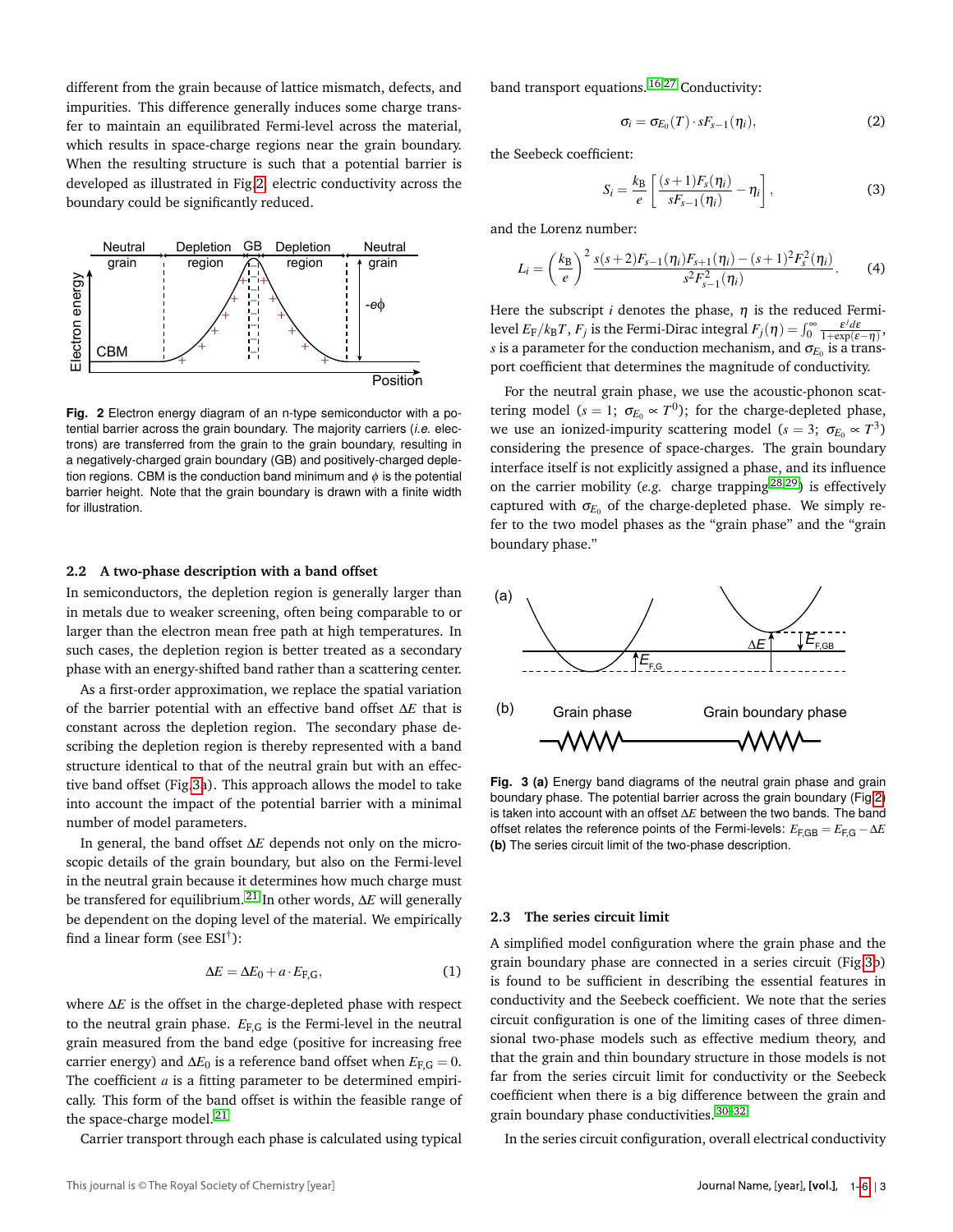different from the grain because of lattice mismatch, defects, and impurities. This difference generally induces some charge transfer to maintain an equilibrated Fermi-level across the material, which results in space-charge regions near the grain boundary. When the resulting structure is such that a potential barrier is developed as illustrated in Fig.2, electric conductivity across the boundary could be significantly reduced.

**Fig. 2** Electron energy diagram of an n-type semiconductor with a potential barrier across the grain boundary. The majority carriers (*i.e.* electrons) are transferred from the grain to the grain boundary, resulting in a negatively-charged grain boundary (GB) and positively-charged depletion regions. CBM is the conduction band minimum and $\phi$ is the potential barrier height. Note that the grain boundary is drawn with a finite width for illustration.

### 2.2 A two-phase description with a band offset

In semiconductors, the depletion region is generally larger than in metals due to weaker screening, often being comparable to or larger than the electron mean free path at high temperatures. In such cases, the depletion region is better treated as a secondary phase with an energy-shifted band rather than a scattering center.

As a first-order approximation, we replace the spatial variation of the barrier potential with an effective band offset $\Delta E$ that is constant across the depletion region. The secondary phase describing the depletion region is thereby represented with a band structure identical to that of the neutral grain but with an effective band offset (Fig.3a). This approach allows the model to take into account the impact of the potential barrier with a minimal number of model parameters.

In general, the band offset $\Delta E$ depends not only on the microscopic details of the grain boundary, but also on the Fermi-level in the neutral grain because it determines how much charge must be transfered for equilibrium.[21] In other words, $\Delta E$ will generally be dependent on the doping level of the material. We empirically find a linear form (see ESI†):

$$\Delta E = \Delta E_0 + a \cdot E_{\mathrm{F,G}}, \tag{1}$$

where $\Delta E$ is the offset in the charge-depleted phase with respect to the neutral grain phase. $E_{\mathrm{F,G}}$ is the Fermi-level in the neutral grain measured from the band edge (positive for increasing free carrier energy) and $\Delta E_0$ is a reference band offset when $E_{\mathrm{F,G}} = 0$. The coefficient $a$ is a fitting parameter to be determined empirically. This form of the band offset is within the feasible range of the space-charge model.[21]

Carrier transport through each phase is calculated using typical band transport equations.[16,27] Conductivity:

$$\sigma_i = \sigma_{E_0}(T) \cdot sF_{s-1}(\eta_i), \tag{2}$$

the Seebeck coefficient:

$$S_i = \frac{k_{\mathrm{B}}}{e}\left[\frac{(s+1)F_s(\eta_i)}{sF_{s-1}(\eta_i)} - \eta_i\right], \tag{3}$$

and the Lorenz number:

$$L_i = \left(\frac{k_{\mathrm{B}}}{e}\right)^2 \frac{s(s+2)F_{s-1}(\eta_i)F_{s+1}(\eta_i) - (s+1)^2F_s^2(\eta_i)}{s^2F_{s-1}^2(\eta_i)}. \tag{4}$$

Here the subscript $i$ denotes the phase, $\eta$ is the reduced Fermi-level $E_{\mathrm{F}}/k_{\mathrm{B}}T$, $F_j$ is the Fermi-Dirac integral $F_j(\eta) = \int_0^\infty \frac{\varepsilon^j d\varepsilon}{1+\exp(\varepsilon-\eta)}$, $s$ is a parameter for the conduction mechanism, and $\sigma_{E_0}$ is a transport coefficient that determines the magnitude of conductivity.

For the neutral grain phase, we use the acoustic-phonon scattering model ($s = 1$; $\sigma_{E_0} \propto T^0$); for the charge-depleted phase, we use an ionized-impurity scattering model ($s = 3$; $\sigma_{E_0} \propto T^3$) considering the presence of space-charges. The grain boundary interface itself is not explicitly assigned a phase, and its influence on the carrier mobility (*e.g.* charge trapping[28,29]) is effectively captured with $\sigma_{E_0}$ of the charge-depleted phase. We simply refer to the two model phases as the "grain phase" and the "grain boundary phase."

**Fig. 3 (a)** Energy band diagrams of the neutral grain phase and grain boundary phase. The potential barrier across the grain boundary (Fig.2) is taken into account with an offset $\Delta E$ between the two bands. The band offset relates the reference points of the Fermi-levels: $E_{\mathrm{F,GB}} = E_{\mathrm{F,G}} - \Delta E$ **(b)** The series circuit limit of the two-phase description.

### 2.3 The series circuit limit

A simplified model configuration where the grain phase and the grain boundary phase are connected in a series circuit (Fig.3b) is found to be sufficient in describing the essential features in conductivity and the Seebeck coefficient. We note that the series circuit configuration is one of the limiting cases of three dimensional two-phase models such as effective medium theory, and that the grain and thin boundary structure in those models is not far from the series circuit limit for conductivity or the Seebeck coefficient when there is a big difference between the grain and grain boundary phase conductivities.[30–32]

In the series circuit configuration, overall electrical conductivity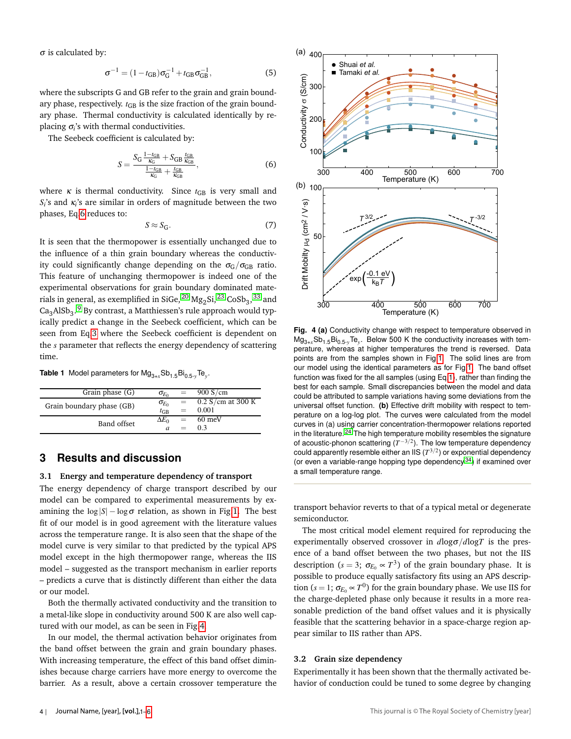$\sigma$ is calculated by:

$$\sigma^{-1} = (1 - t_{GB})\sigma_G^{-1} + t_{GB}\sigma_{GB}^{-1}, \quad (5)$$

where the subscripts G and GB refer to the grain and grain boundary phase, respectively. $t_{GB}$ is the size fraction of the grain boundary phase. Thermal conductivity is calculated identically by replacing $\sigma_i$'s with thermal conductivities.

The Seebeck coefficient is calculated by:

$$S = \frac{S_G \frac{1-t_{GB}}{\kappa_G} + S_{GB} \frac{t_{GB}}{\kappa_{GB}}}{\frac{1-t_{GB}}{\kappa_G} + \frac{t_{GB}}{\kappa_{GB}}}, \quad (6)$$

where $\kappa$ is thermal conductivity. Since $t_{GB}$ is very small and $S_i$'s and $\kappa_i$'s are similar in orders of magnitude between the two phases, Eq 6 reduces to:

$$S \approx S_G. \quad (7)$$

It is seen that the thermopower is essentially unchanged due to the influence of a thin grain boundary whereas the conductivity could significantly change depending on the $\sigma_G/\sigma_{GB}$ ratio. This feature of unchanging thermopower is indeed one of the experimental observations for grain boundary dominated materials in general, as exemplified in SiGe,[20] $Mg_2Si$,[23] $CoSb_3$,[33] and $Ca_3AlSb_3$.[9] By contrast, a Matthiessen's rule approach would typically predict a change in the Seebeck coefficient, which can be seen from Eq 3 where the Seebeck coefficient is dependent on the $s$ parameter that reflects the energy dependency of scattering time.

**Table 1** Model parameters for $Mg_{3+x}Sb_{1.5}Bi_{0.5-y}Te_y$.

| | | | |
|---|---|---|---|
| Grain phase (G) | $\sigma_{E_0}$ | = | 900 S/cm |
| Grain boundary phase (GB) | $\sigma_{E_0}$ | = | 0.2 S/cm at 300 K |
| | $t_{GB}$ | = | 0.001 |
| Band offset | $\Delta E_0$ | = | 60 meV |
| | $a$ | = | 0.3 |

## 3 Results and discussion

### 3.1 Energy and temperature dependency of transport

The energy dependency of charge transport described by our model can be compared to experimental measurements by examining the $\log|S| - \log\sigma$ relation, as shown in Fig 1. The best fit of our model is in good agreement with the literature values across the temperature range. It is also seen that the shape of the model curve is very similar to that predicted by the typical APS model except in the high thermopower range, whereas the IIS model – suggested as the transport mechanism in earlier reports – predicts a curve that is distinctly different than either the data or our model.

Both the thermally activated conductivity and the transition to a metal-like slope in conductivity around 500 K are also well captured with our model, as can be seen in Fig 4.

In our model, the thermal activation behavior originates from the band offset between the grain and grain boundary phases. With increasing temperature, the effect of this band offset diminishes because charge carriers have more energy to overcome the barrier. As a result, above a certain crossover temperature the transport behavior reverts to that of a typical metal or degenerate semiconductor.

**Fig. 4 (a)** Conductivity change with respect to temperature observed in $Mg_{3+x}Sb_{1.5}Bi_{0.5-y}Te_y$. Below 500 K the conductivity increases with temperature, whereas at higher temperatures the trend is reversed. Data points are from the samples shown in Fig 1. The solid lines are from our model using the identical parameters as for Fig 1. The band offset function was fixed for the all samples (using Eq 1, rather than finding the best for each sample. Small discrepancies between the model and data could be attributed to sample variations having some deviations from the universal offset function. **(b)** Effective drift mobility with respect to temperature on a log-log plot. The curves were calculated from the model curves in (a) using carrier concentration-thermopower relations reported in the literature.[24] The high temperature mobility resembles the signature of acoustic-phonon scattering ($T^{-3/2}$). The low temperature dependency could apparently resemble either an IIS ($T^{3/2}$) or exponential dependency (or even a variable-range hopping type dependency[34]) if examined over a small temperature range.

The most critical model element required for reproducing the experimentally observed crossover in $d\log\sigma/d\log T$ is the presence of a band offset between the two phases, but not the IIS description ($s = 3$; $\sigma_{E_0} \propto T^3$) of the grain boundary phase. It is possible to produce equally satisfactory fits using an APS description ($s = 1$; $\sigma_{E_0} \propto T^0$) for the grain boundary phase. We use IIS for the charge-depleted phase only because it results in a more reasonable prediction of the band offset values and it is physically feasible that the scattering behavior in a space-charge region appear similar to IIS rather than APS.

### 3.2 Grain size dependency

Experimentally it has been shown that the thermally activated behavior of conduction could be tuned to some degree by changing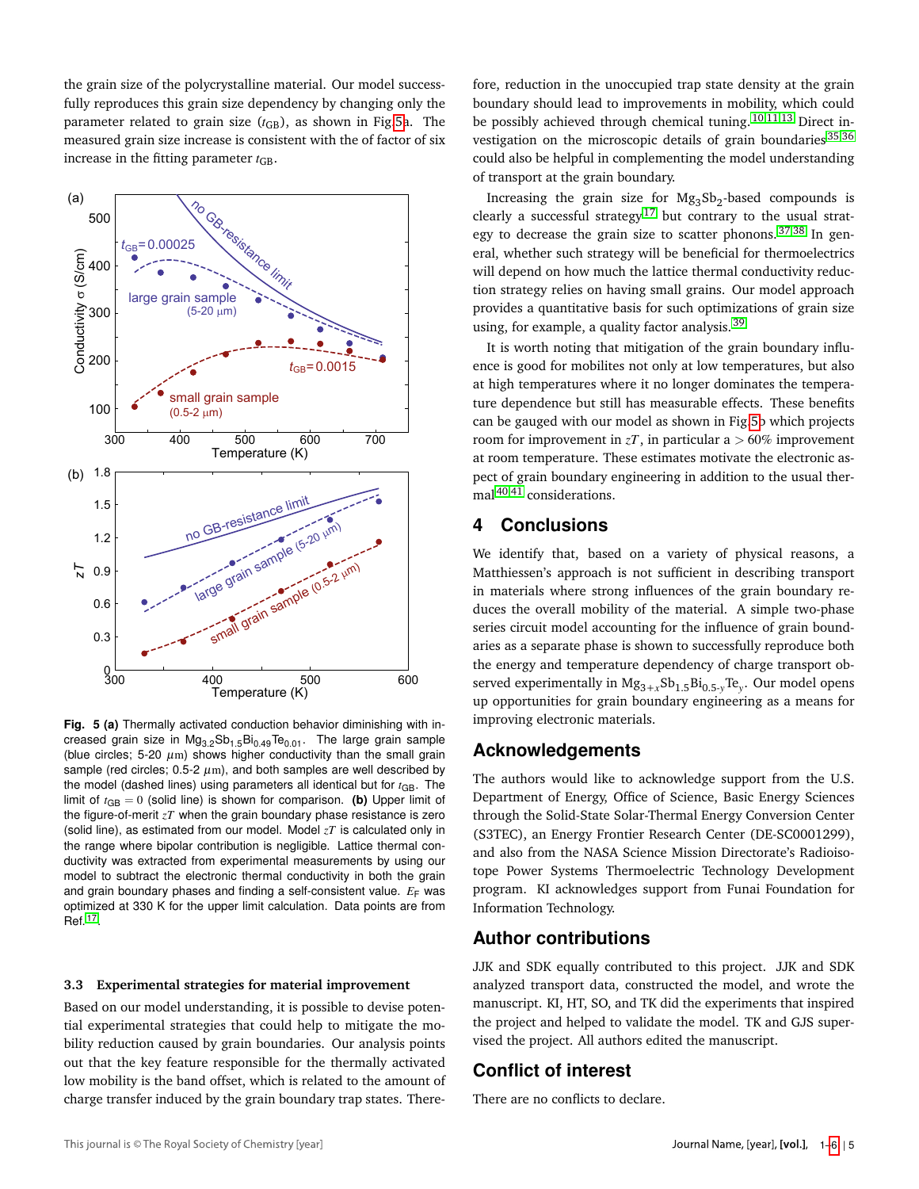the grain size of the polycrystalline material. Our model successfully reproduces this grain size dependency by changing only the parameter related to grain size ($t_{GB}$), as shown in Fig.5a. The measured grain size increase is consistent with the of factor of six increase in the fitting parameter $t_{GB}$.

**Fig. 5 (a)** Thermally activated conduction behavior diminishing with increased grain size in $Mg_{3.2}Sb_{1.5}Bi_{0.49}Te_{0.01}$. The large grain sample (blue circles; 5-20 $\mu$m) shows higher conductivity than the small grain sample (red circles; 0.5-2 $\mu$m), and both samples are well described by the model (dashed lines) using parameters all identical but for $t_{GB}$. The limit of $t_{GB} = 0$ (solid line) is shown for comparison. **(b)** Upper limit of the figure-of-merit $zT$ when the grain boundary phase resistance is zero (solid line), as estimated from our model. Model $zT$ is calculated only in the range where bipolar contribution is negligible. Lattice thermal conductivity was extracted from experimental measurements by using our model to subtract the electronic thermal conductivity in both the grain and grain boundary phases and finding a self-consistent value. $E_F$ was optimized at 330 K for the upper limit calculation. Data points are from Ref.[17].

### 3.3 Experimental strategies for material improvement

Based on our model understanding, it is possible to devise potential experimental strategies that could help to mitigate the mobility reduction caused by grain boundaries. Our analysis points out that the key feature responsible for the thermally activated low mobility is the band offset, which is related to the amount of charge transfer induced by the grain boundary trap states. Therefore, reduction in the unoccupied trap state density at the grain boundary should lead to improvements in mobility, which could be possibly achieved through chemical tuning.[10,11,13] Direct investigation on the microscopic details of grain boundaries[35,36] could also be helpful in complementing the model understanding of transport at the grain boundary.

Increasing the grain size for $Mg_3Sb_2$-based compounds is clearly a successful strategy[17] but contrary to the usual strategy to decrease the grain size to scatter phonons.[37,38] In general, whether such strategy will be beneficial for thermoelectrics will depend on how much the lattice thermal conductivity reduction strategy relies on having small grains. Our model approach provides a quantitative basis for such optimizations of grain size using, for example, a quality factor analysis.[39]

It is worth noting that mitigation of the grain boundary influence is good for mobilites not only at low temperatures, but also at high temperatures where it no longer dominates the temperature dependence but still has measurable effects. These benefits can be gauged with our model as shown in Fig.5b which projects room for improvement in $zT$, in particular a $> 60\%$ improvement at room temperature. These estimates motivate the electronic aspect of grain boundary engineering in addition to the usual thermal[40,41] considerations.

## 4 Conclusions

We identify that, based on a variety of physical reasons, a Matthiessen's approach is not sufficient in describing transport in materials where strong influences of the grain boundary reduces the overall mobility of the material. A simple two-phase series circuit model accounting for the influence of grain boundaries as a separate phase is shown to successfully reproduce both the energy and temperature dependency of charge transport observed experimentally in $Mg_{3+x}Sb_{1.5}Bi_{0.5-y}Te_y$. Our model opens up opportunities for grain boundary engineering as a means for improving electronic materials.

## Acknowledgements

The authors would like to acknowledge support from the U.S. Department of Energy, Office of Science, Basic Energy Sciences through the Solid-State Solar-Thermal Energy Conversion Center (S3TEC), an Energy Frontier Research Center (DE-SC0001299), and also from the NASA Science Mission Directorate's Radioisotope Power Systems Thermoelectric Technology Development program. KI acknowledges support from Funai Foundation for Information Technology.

## Author contributions

JJK and SDK equally contributed to this project. JJK and SDK analyzed transport data, constructed the model, and wrote the manuscript. KI, HT, SO, and TK did the experiments that inspired the project and helped to validate the model. TK and GJS supervised the project. All authors edited the manuscript.

## Conflict of interest

There are no conflicts to declare.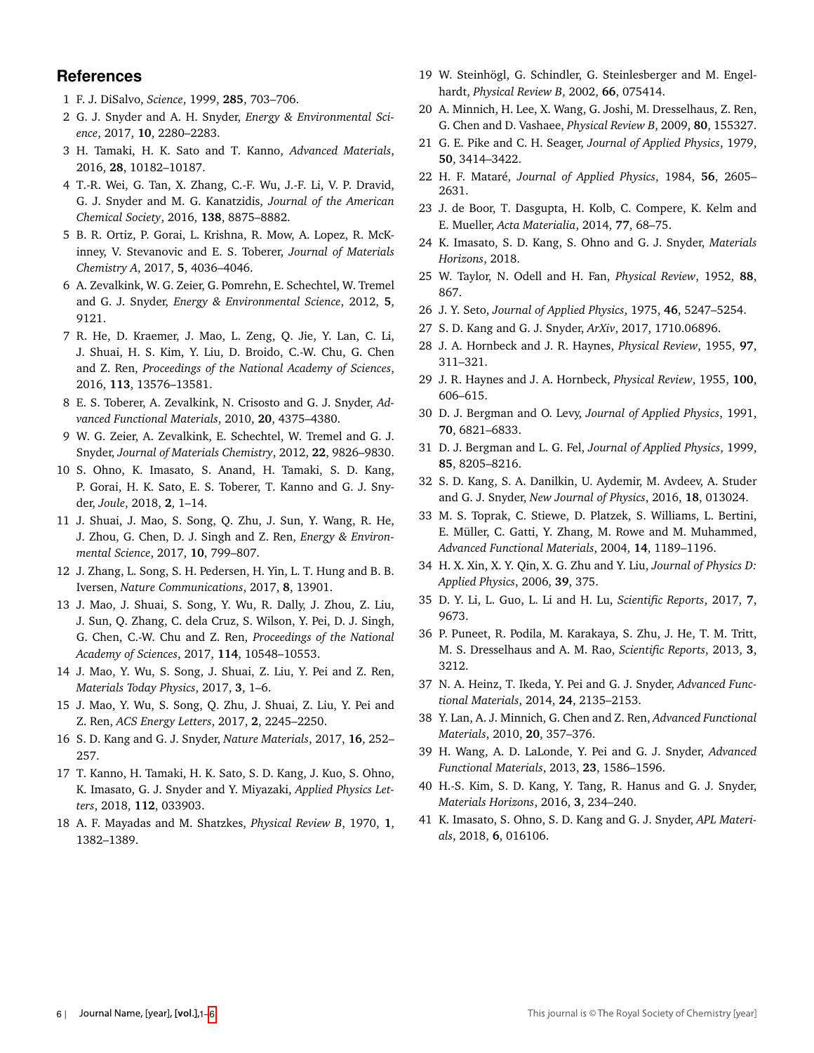## References

1 F. J. DiSalvo, *Science*, 1999, **285**, 703–706.

2 G. J. Snyder and A. H. Snyder, *Energy & Environmental Science*, 2017, **10**, 2280–2283.

3 H. Tamaki, H. K. Sato and T. Kanno, *Advanced Materials*, 2016, **28**, 10182–10187.

4 T.-R. Wei, G. Tan, X. Zhang, C.-F. Wu, J.-F. Li, V. P. Dravid, G. J. Snyder and M. G. Kanatzidis, *Journal of the American Chemical Society*, 2016, **138**, 8875–8882.

5 B. R. Ortiz, P. Gorai, L. Krishna, R. Mow, A. Lopez, R. McKinney, V. Stevanovic and E. S. Toberer, *Journal of Materials Chemistry A*, 2017, **5**, 4036–4046.

6 A. Zevalkink, W. G. Zeier, G. Pomrehn, E. Schechtel, W. Tremel and G. J. Snyder, *Energy & Environmental Science*, 2012, **5**, 9121.

7 R. He, D. Kraemer, J. Mao, L. Zeng, Q. Jie, Y. Lan, C. Li, J. Shuai, H. S. Kim, Y. Liu, D. Broido, C.-W. Chu, G. Chen and Z. Ren, *Proceedings of the National Academy of Sciences*, 2016, **113**, 13576–13581.

8 E. S. Toberer, A. Zevalkink, N. Crisosto and G. J. Snyder, *Advanced Functional Materials*, 2010, **20**, 4375–4380.

9 W. G. Zeier, A. Zevalkink, E. Schechtel, W. Tremel and G. J. Snyder, *Journal of Materials Chemistry*, 2012, **22**, 9826–9830.

10 S. Ohno, K. Imasato, S. Anand, H. Tamaki, S. D. Kang, P. Gorai, H. K. Sato, E. S. Toberer, T. Kanno and G. J. Snyder, *Joule*, 2018, **2**, 1–14.

11 J. Shuai, J. Mao, S. Song, Q. Zhu, J. Sun, Y. Wang, R. He, J. Zhou, G. Chen, D. J. Singh and Z. Ren, *Energy & Environmental Science*, 2017, **10**, 799–807.

12 J. Zhang, L. Song, S. H. Pedersen, H. Yin, L. T. Hung and B. B. Iversen, *Nature Communications*, 2017, **8**, 13901.

13 J. Mao, J. Shuai, S. Song, Y. Wu, R. Dally, J. Zhou, Z. Liu, J. Sun, Q. Zhang, C. dela Cruz, S. Wilson, Y. Pei, D. J. Singh, G. Chen, C.-W. Chu and Z. Ren, *Proceedings of the National Academy of Sciences*, 2017, **114**, 10548–10553.

14 J. Mao, Y. Wu, S. Song, J. Shuai, Z. Liu, Y. Pei and Z. Ren, *Materials Today Physics*, 2017, **3**, 1–6.

15 J. Mao, Y. Wu, S. Song, Q. Zhu, J. Shuai, Z. Liu, Y. Pei and Z. Ren, *ACS Energy Letters*, 2017, **2**, 2245–2250.

16 S. D. Kang and G. J. Snyder, *Nature Materials*, 2017, **16**, 252–257.

17 T. Kanno, H. Tamaki, H. K. Sato, S. D. Kang, J. Kuo, S. Ohno, K. Imasato, G. J. Snyder and Y. Miyazaki, *Applied Physics Letters*, 2018, **112**, 033903.

18 A. F. Mayadas and M. Shatzkes, *Physical Review B*, 1970, **1**, 1382–1389.

19 W. Steinhögl, G. Schindler, G. Steinlesberger and M. Engelhardt, *Physical Review B*, 2002, **66**, 075414.

20 A. Minnich, H. Lee, X. Wang, G. Joshi, M. Dresselhaus, Z. Ren, G. Chen and D. Vashaee, *Physical Review B*, 2009, **80**, 155327.

21 G. E. Pike and C. H. Seager, *Journal of Applied Physics*, 1979, **50**, 3414–3422.

22 H. F. Mataré, *Journal of Applied Physics*, 1984, **56**, 2605–2631.

23 J. de Boor, T. Dasgupta, H. Kolb, C. Compere, K. Kelm and E. Mueller, *Acta Materialia*, 2014, **77**, 68–75.

24 K. Imasato, S. D. Kang, S. Ohno and G. J. Snyder, *Materials Horizons*, 2018.

25 W. Taylor, N. Odell and H. Fan, *Physical Review*, 1952, **88**, 867.

26 J. Y. Seto, *Journal of Applied Physics*, 1975, **46**, 5247–5254.

27 S. D. Kang and G. J. Snyder, *ArXiv*, 2017, 1710.06896.

28 J. A. Hornbeck and J. R. Haynes, *Physical Review*, 1955, **97**, 311–321.

29 J. R. Haynes and J. A. Hornbeck, *Physical Review*, 1955, **100**, 606–615.

30 D. J. Bergman and O. Levy, *Journal of Applied Physics*, 1991, **70**, 6821–6833.

31 D. J. Bergman and L. G. Fel, *Journal of Applied Physics*, 1999, **85**, 8205–8216.

32 S. D. Kang, S. A. Danilkin, U. Aydemir, M. Avdeev, A. Studer and G. J. Snyder, *New Journal of Physics*, 2016, **18**, 013024.

33 M. S. Toprak, C. Stiewe, D. Platzek, S. Williams, L. Bertini, E. Müller, C. Gatti, Y. Zhang, M. Rowe and M. Muhammed, *Advanced Functional Materials*, 2004, **14**, 1189–1196.

34 H. X. Xin, X. Y. Qin, X. G. Zhu and Y. Liu, *Journal of Physics D: Applied Physics*, 2006, **39**, 375.

35 D. Y. Li, L. Guo, L. Li and H. Lu, *Scientific Reports*, 2017, **7**, 9673.

36 P. Puneet, R. Podila, M. Karakaya, S. Zhu, J. He, T. M. Tritt, M. S. Dresselhaus and A. M. Rao, *Scientific Reports*, 2013, **3**, 3212.

37 N. A. Heinz, T. Ikeda, Y. Pei and G. J. Snyder, *Advanced Functional Materials*, 2014, **24**, 2135–2153.

38 Y. Lan, A. J. Minnich, G. Chen and Z. Ren, *Advanced Functional Materials*, 2010, **20**, 357–376.

39 H. Wang, A. D. LaLonde, Y. Pei and G. J. Snyder, *Advanced Functional Materials*, 2013, **23**, 1586–1596.

40 H.-S. Kim, S. D. Kang, Y. Tang, R. Hanus and G. J. Snyder, *Materials Horizons*, 2016, **3**, 234–240.

41 K. Imasato, S. Ohno, S. D. Kang and G. J. Snyder, *APL Materials*, 2018, **6**, 016106.